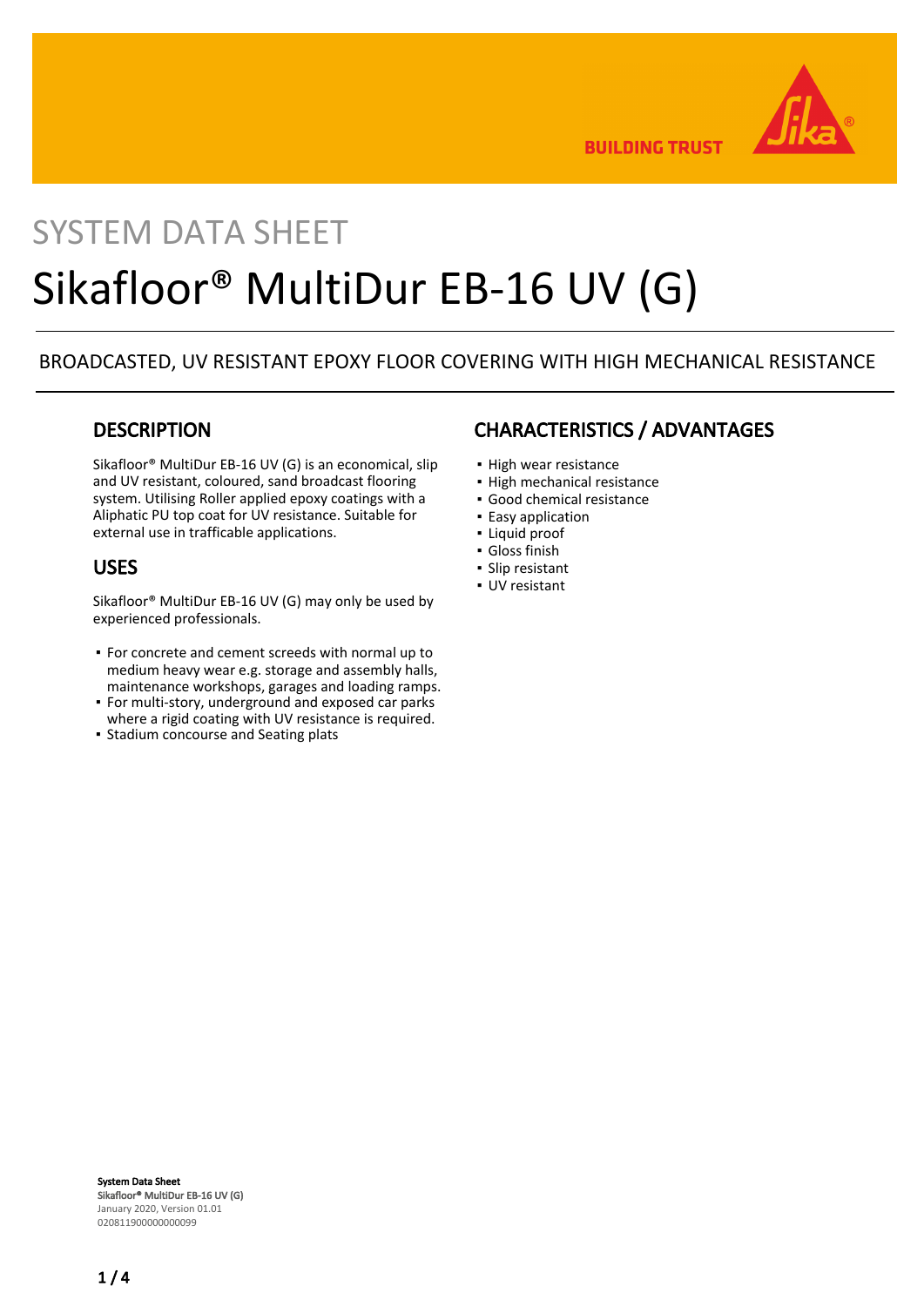SYSTEM DATA SHEET

# Sikafloor® MultiDur EB-16 UV (G)

BROADCASTED, UV RESISTANT EPOXY FLOOR COVERING WITH HIGH MECHANICAL RESISTANCE

## DESCRIPTION

Sikafloor® MultiDur EB-16 UV (G) is an economical, slip and UV resistant, coloured, sand broadcast flooring system. Utilising Roller applied epoxy coatings with a Aliphatic PU top coat for UV resistance. Suitable for external use in trafficable applications.

## USES

Sikafloor® MultiDur EB-16 UV (G) may only be used by experienced professionals.

- For concrete and cement screeds with normal up to medium heavy wear e.g. storage and assembly halls, maintenance workshops, garages and loading ramps.
- For multi-story, underground and exposed car parks where a rigid coating with UV resistance is required.
- Stadium concourse and Seating plats

## CHARACTERISTICS / ADVANTAGES

- High wear resistance
- High mechanical resistance
- Good chemical resistance
- Easy application
- Liquid proof
- Gloss finish
- Slip resistant
- UV resistant

**System Data Sheet**
**Sikafloor® MultiDur EB-16 UV (G)**
January 2020, Version 01.01
020811900000000099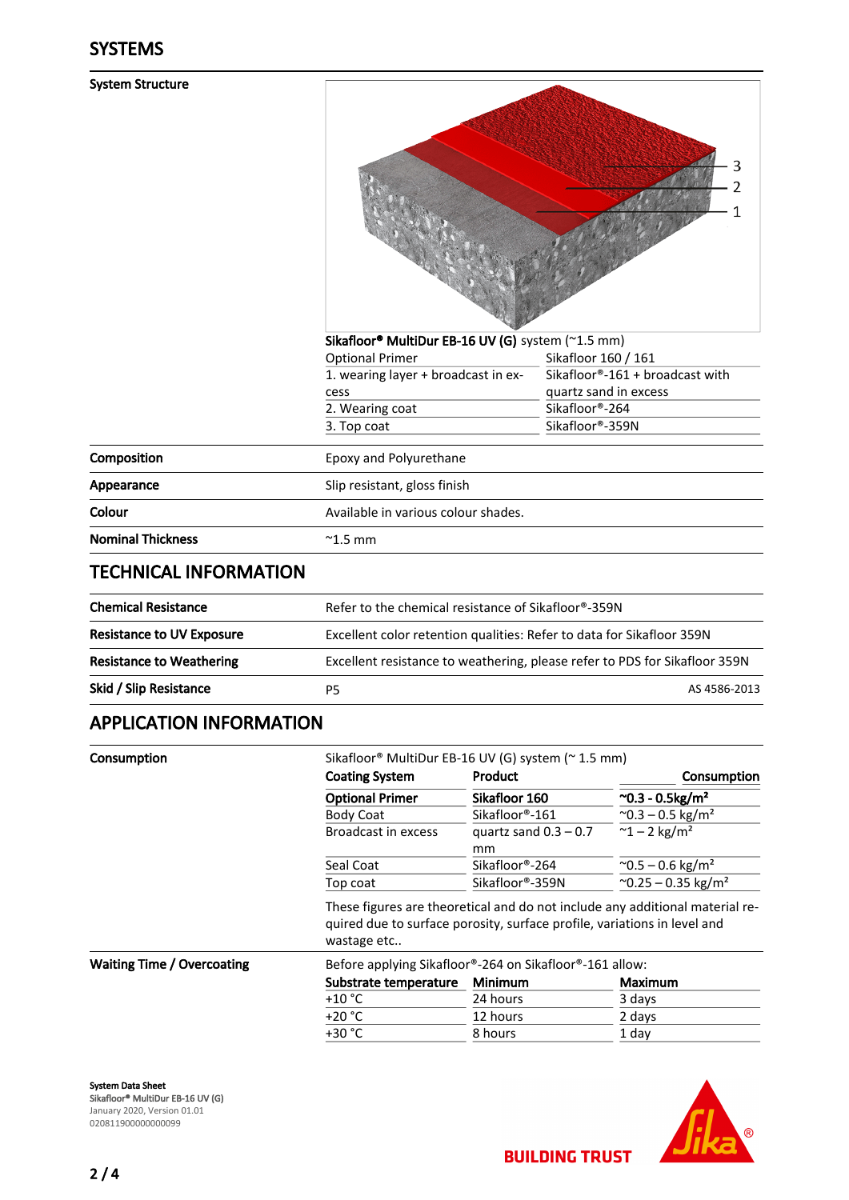## SYSTEMS

**System Structure**

**Sikafloor® MultiDur EB-16 UV (G)** system (~1.5 mm)

| | |
|---|---|
| Optional Primer | Sikafloor 160 / 161 |
| 1. wearing layer + broadcast in excess | Sikafloor®-161 + broadcast with quartz sand in excess |
| 2. Wearing coat | Sikafloor®-264 |
| 3. Top coat | Sikafloor®-359N |

| | |
|---|---|
| **Composition** | Epoxy and Polyurethane |
| **Appearance** | Slip resistant, gloss finish |
| **Colour** | Available in various colour shades. |
| **Nominal Thickness** | ~1.5 mm |

## TECHNICAL INFORMATION

| | | |
|---|---|---|
| **Chemical Resistance** | Refer to the chemical resistance of Sikafloor®-359N | |
| **Resistance to UV Exposure** | Excellent color retention qualities: Refer to data for Sikafloor 359N | |
| **Resistance to Weathering** | Excellent resistance to weathering, please refer to PDS for Sikafloor 359N | |
| **Skid / Slip Resistance** | P5 | AS 4586-2013 |

## APPLICATION INFORMATION

**Consumption**

Sikafloor® MultiDur EB-16 UV (G) system (~ 1.5 mm)

| Coating System | Product | Consumption |
|---|---|---|
| **Optional Primer** | **Sikafloor 160** | **~0.3 - 0.5kg/m²** |
| Body Coat | Sikafloor®-161 | ~0.3 – 0.5 kg/m² |
| Broadcast in excess | quartz sand 0.3 – 0.7 mm | ~1 – 2 kg/m² |
| Seal Coat | Sikafloor®-264 | ~0.5 – 0.6 kg/m² |
| Top coat | Sikafloor®-359N | ~0.25 – 0.35 kg/m² |

These figures are theoretical and do not include any additional material required due to surface porosity, surface profile, variations in level and wastage etc..

**Waiting Time / Overcoating**

Before applying Sikafloor®-264 on Sikafloor®-161 allow:

| Substrate temperature | Minimum | Maximum |
|---|---|---|
| +10 °C | 24 hours | 3 days |
| +20 °C | 12 hours | 2 days |
| +30 °C | 8 hours | 1 day |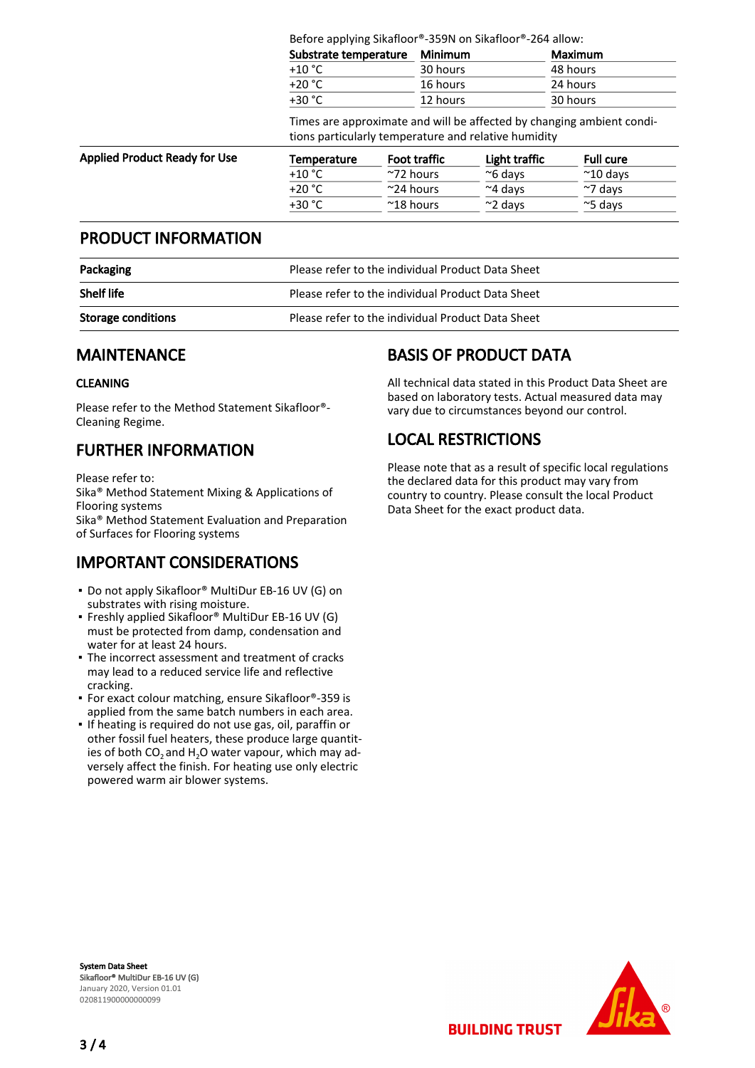Before applying Sikafloor®-359N on Sikafloor®-264 allow:

| Substrate temperature | Minimum | Maximum |
|---|---|---|
| +10 °C | 30 hours | 48 hours |
| +20 °C | 16 hours | 24 hours |
| +30 °C | 12 hours | 30 hours |

Times are approximate and will be affected by changing ambient conditions particularly temperature and relative humidity

**Applied Product Ready for Use**

| Temperature | Foot traffic | Light traffic | Full cure |
|---|---|---|---|
| +10 °C | ~72 hours | ~6 days | ~10 days |
| +20 °C | ~24 hours | ~4 days | ~7 days |
| +30 °C | ~18 hours | ~2 days | ~5 days |

## PRODUCT INFORMATION

| | |
|---|---|
| **Packaging** | Please refer to the individual Product Data Sheet |
| **Shelf life** | Please refer to the individual Product Data Sheet |
| **Storage conditions** | Please refer to the individual Product Data Sheet |

## MAINTENANCE

### CLEANING

Please refer to the Method Statement Sikafloor®-Cleaning Regime.

## FURTHER INFORMATION

Please refer to:
Sika® Method Statement Mixing & Applications of Flooring systems
Sika® Method Statement Evaluation and Preparation of Surfaces for Flooring systems

## IMPORTANT CONSIDERATIONS

- Do not apply Sikafloor® MultiDur EB-16 UV (G) on substrates with rising moisture.
- Freshly applied Sikafloor® MultiDur EB-16 UV (G) must be protected from damp, condensation and water for at least 24 hours.
- The incorrect assessment and treatment of cracks may lead to a reduced service life and reflective cracking.
- For exact colour matching, ensure Sikafloor®-359 is applied from the same batch numbers in each area.
- If heating is required do not use gas, oil, paraffin or other fossil fuel heaters, these produce large quantities of both $CO_2$ and $H_2O$ water vapour, which may adversely affect the finish. For heating use only electric powered warm air blower systems.

## BASIS OF PRODUCT DATA

All technical data stated in this Product Data Sheet are based on laboratory tests. Actual measured data may vary due to circumstances beyond our control.

## LOCAL RESTRICTIONS

Please note that as a result of specific local regulations the declared data for this product may vary from country to country. Please consult the local Product Data Sheet for the exact product data.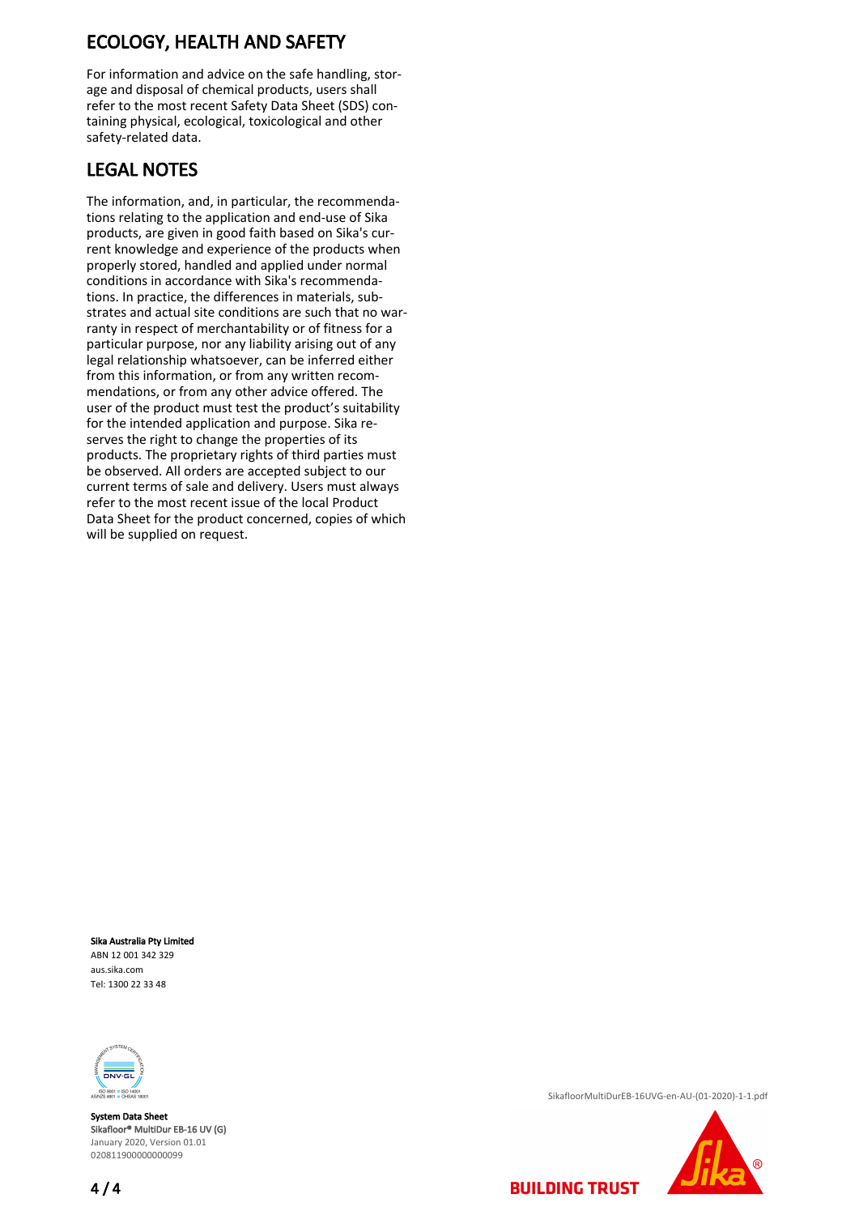## ECOLOGY, HEALTH AND SAFETY

For information and advice on the safe handling, storage and disposal of chemical products, users shall refer to the most recent Safety Data Sheet (SDS) containing physical, ecological, toxicological and other safety-related data.

## LEGAL NOTES

The information, and, in particular, the recommendations relating to the application and end-use of Sika products, are given in good faith based on Sika's current knowledge and experience of the products when properly stored, handled and applied under normal conditions in accordance with Sika's recommendations. In practice, the differences in materials, substrates and actual site conditions are such that no warranty in respect of merchantability or of fitness for a particular purpose, nor any liability arising out of any legal relationship whatsoever, can be inferred either from this information, or from any written recommendations, or from any other advice offered. The user of the product must test the product's suitability for the intended application and purpose. Sika reserves the right to change the properties of its products. The proprietary rights of third parties must be observed. All orders are accepted subject to our current terms of sale and delivery. Users must always refer to the most recent issue of the local Product Data Sheet for the product concerned, copies of which will be supplied on request.

**Sika Australia Pty Limited**
ABN 12 001 342 329
aus.sika.com
Tel: 1300 22 33 48

**System Data Sheet**
**Sikafloor® MultiDur EB-16 UV (G)**
January 2020, Version 01.01
020811900000000099

SikafloorMultiDurEB-16UVG-en-AU-(01-2020)-1-1.pdf